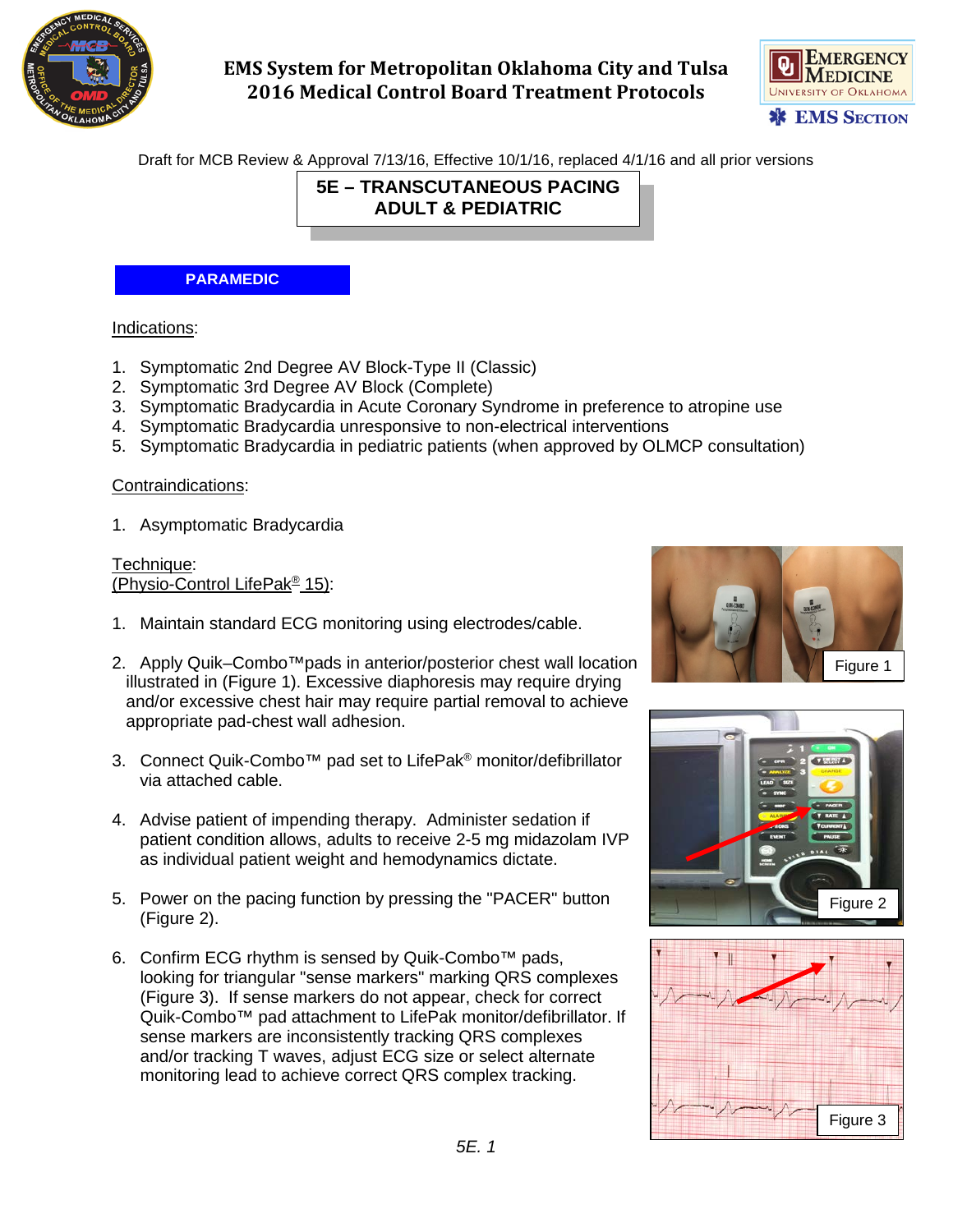# EMS System for Metropolitan Oklahoma City and Tulsa
# 2016 Medical Control Board Treatment Protocols

Draft for MCB Review & Approval 7/13/16, Effective 10/1/16, replaced 4/1/16 and all prior versions

## 5E – TRANSCUTANEOUS PACING ADULT & PEDIATRIC

**PARAMEDIC**

Indications:

1. Symptomatic 2nd Degree AV Block-Type II (Classic)
2. Symptomatic 3rd Degree AV Block (Complete)
3. Symptomatic Bradycardia in Acute Coronary Syndrome in preference to atropine use
4. Symptomatic Bradycardia unresponsive to non-electrical interventions
5. Symptomatic Bradycardia in pediatric patients (when approved by OLMCP consultation)

Contraindications:

1. Asymptomatic Bradycardia

Technique:
(Physio-Control LifePak® 15):

1. Maintain standard ECG monitoring using electrodes/cable.

2. Apply Quik–Combo™pads in anterior/posterior chest wall location illustrated in (Figure 1). Excessive diaphoresis may require drying and/or excessive chest hair may require partial removal to achieve appropriate pad-chest wall adhesion.

3. Connect Quik-Combo™ pad set to LifePak® monitor/defibrillator via attached cable.

4. Advise patient of impending therapy. Administer sedation if patient condition allows, adults to receive 2-5 mg midazolam IVP as individual patient weight and hemodynamics dictate.

5. Power on the pacing function by pressing the "PACER" button (Figure 2).

6. Confirm ECG rhythm is sensed by Quik-Combo™ pads, looking for triangular "sense markers" marking QRS complexes (Figure 3). If sense markers do not appear, check for correct Quik-Combo™ pad attachment to LifePak monitor/defibrillator. If sense markers are inconsistently tracking QRS complexes and/or tracking T waves, adjust ECG size or select alternate monitoring lead to achieve correct QRS complex tracking.

Figure 1

Figure 2

Figure 3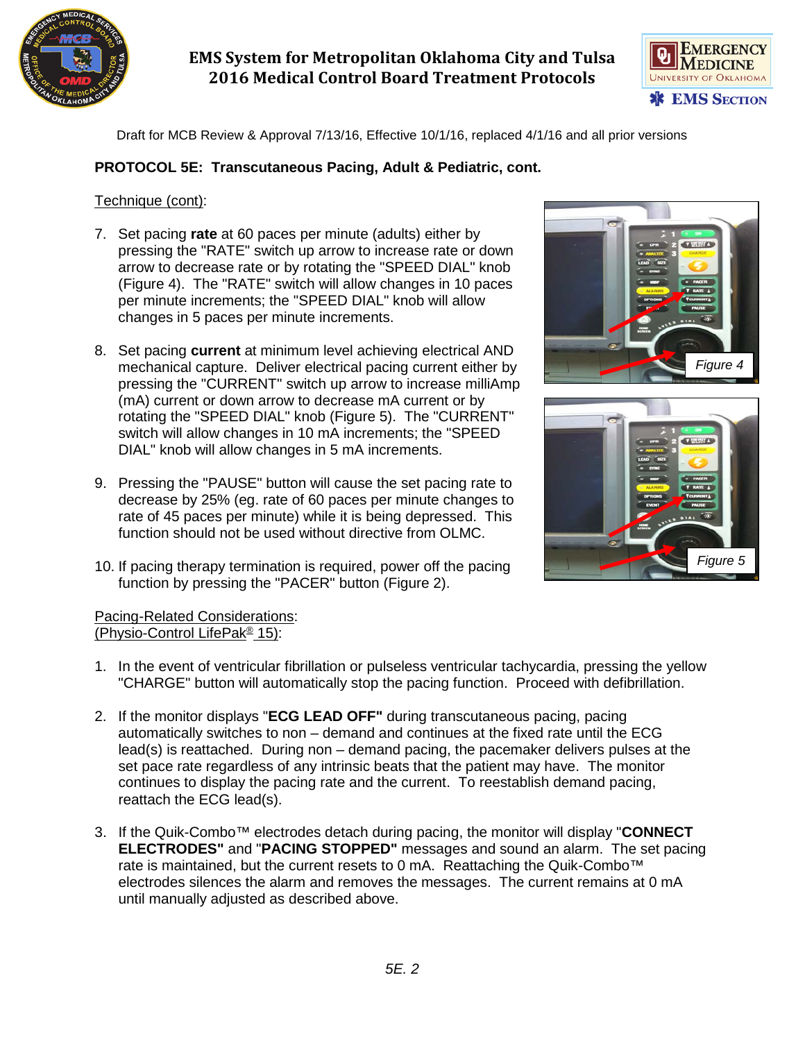Draft for MCB Review & Approval 7/13/16, Effective 10/1/16, replaced 4/1/16 and all prior versions

**PROTOCOL 5E: Transcutaneous Pacing, Adult & Pediatric, cont.**

Technique (cont):

7. Set pacing **rate** at 60 paces per minute (adults) either by pressing the "RATE" switch up arrow to increase rate or down arrow to decrease rate or by rotating the "SPEED DIAL" knob (Figure 4). The "RATE" switch will allow changes in 10 paces per minute increments; the "SPEED DIAL" knob will allow changes in 5 paces per minute increments.

8. Set pacing **current** at minimum level achieving electrical AND mechanical capture. Deliver electrical pacing current either by pressing the "CURRENT" switch up arrow to increase milliAmp (mA) current or down arrow to decrease mA current or by rotating the "SPEED DIAL" knob (Figure 5). The "CURRENT" switch will allow changes in 10 mA increments; the "SPEED DIAL" knob will allow changes in 5 mA increments.

9. Pressing the "PAUSE" button will cause the set pacing rate to decrease by 25% (eg. rate of 60 paces per minute changes to rate of 45 paces per minute) while it is being depressed. This function should not be used without directive from OLMC.

10. If pacing therapy termination is required, power off the pacing function by pressing the "PACER" button (Figure 2).

*Figure 4*

*Figure 5*

Pacing-Related Considerations:
(Physio-Control LifePak® 15):

1. In the event of ventricular fibrillation or pulseless ventricular tachycardia, pressing the yellow "CHARGE" button will automatically stop the pacing function. Proceed with defibrillation.

2. If the monitor displays "**ECG LEAD OFF"** during transcutaneous pacing, pacing automatically switches to non – demand and continues at the fixed rate until the ECG lead(s) is reattached. During non – demand pacing, the pacemaker delivers pulses at the set pace rate regardless of any intrinsic beats that the patient may have. The monitor continues to display the pacing rate and the current. To reestablish demand pacing, reattach the ECG lead(s).

3. If the Quik-Combo™ electrodes detach during pacing, the monitor will display "**CONNECT ELECTRODES"** and "**PACING STOPPED"** messages and sound an alarm. The set pacing rate is maintained, but the current resets to 0 mA. Reattaching the Quik-Combo™ electrodes silences the alarm and removes the messages. The current remains at 0 mA until manually adjusted as described above.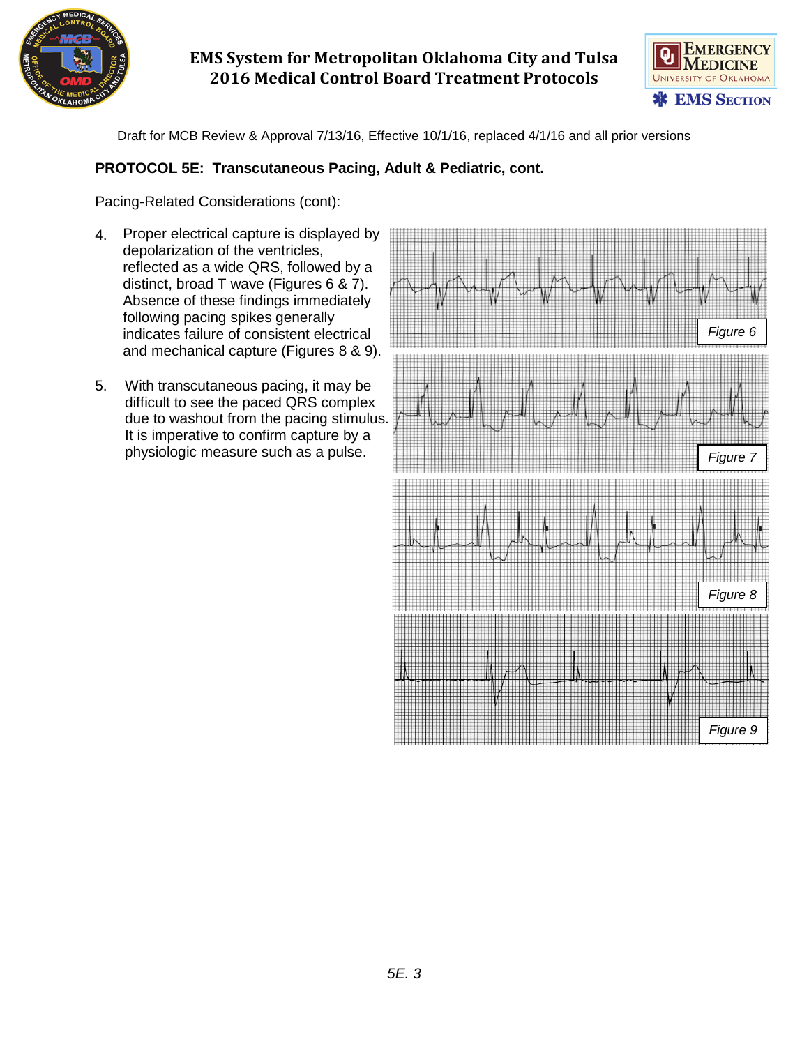Draft for MCB Review & Approval 7/13/16, Effective 10/1/16, replaced 4/1/16 and all prior versions

**PROTOCOL 5E: Transcutaneous Pacing, Adult & Pediatric, cont.**

Pacing-Related Considerations (cont):

4. Proper electrical capture is displayed by depolarization of the ventricles, reflected as a wide QRS, followed by a distinct, broad T wave (Figures 6 & 7). Absence of these findings immediately following pacing spikes generally indicates failure of consistent electrical and mechanical capture (Figures 8 & 9).

5. With transcutaneous pacing, it may be difficult to see the paced QRS complex due to washout from the pacing stimulus. It is imperative to confirm capture by a physiologic measure such as a pulse.

*Figure 6*

*Figure 7*

*Figure 8*

*Figure 9*